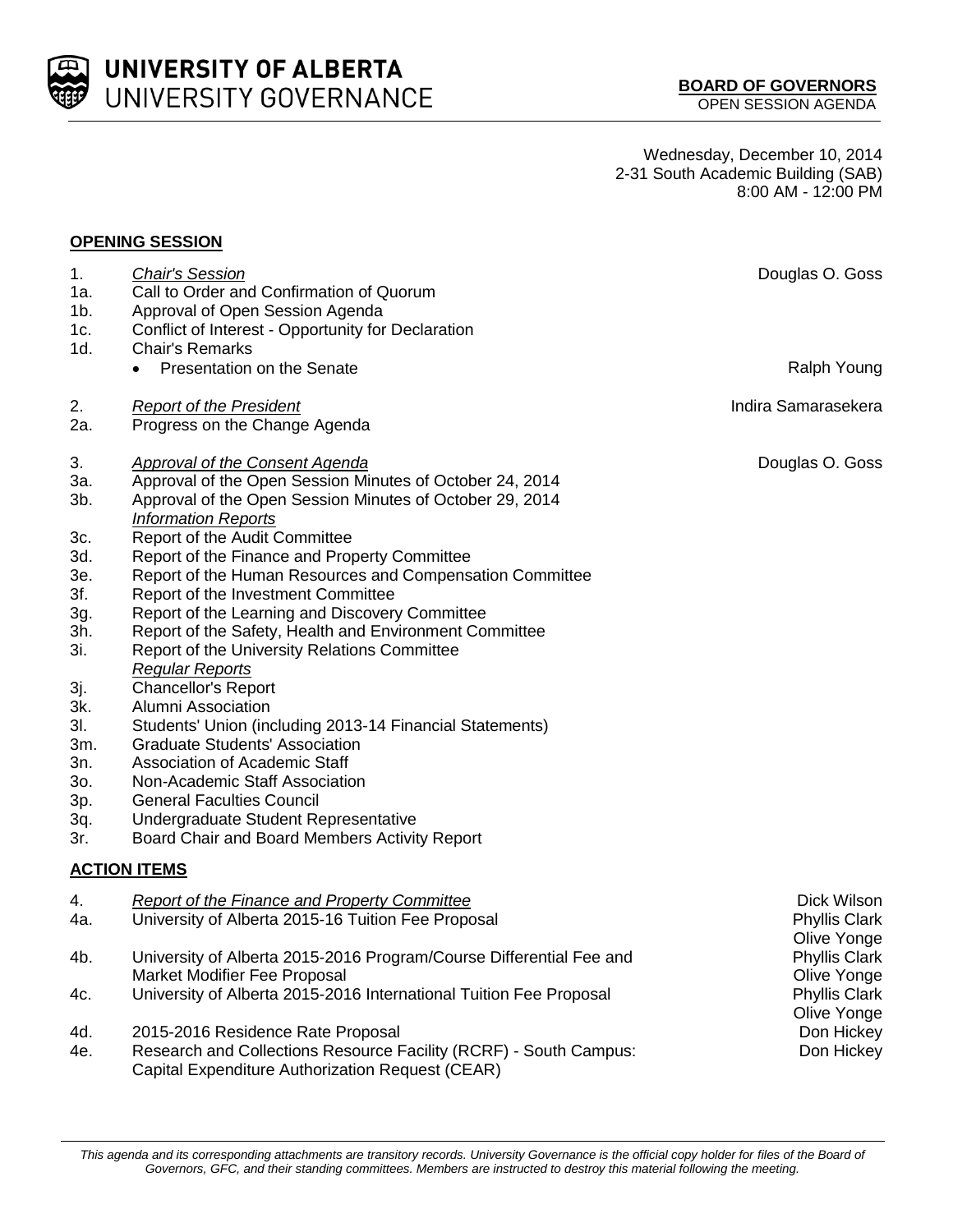**UNIVERSITY OF ALBERTA**
UNIVERSITY GOVERNANCE

**BOARD OF GOVERNORS**
OPEN SESSION AGENDA

Wednesday, December 10, 2014
2-31 South Academic Building (SAB)
8:00 AM - 12:00 PM

## OPENING SESSION

| | | |
|---|---|---|
| 1. | *Chair's Session* | Douglas O. Goss |
| 1a. | Call to Order and Confirmation of Quorum | |
| 1b. | Approval of Open Session Agenda | |
| 1c. | Conflict of Interest - Opportunity for Declaration | |
| 1d. | Chair's Remarks | |
| | • Presentation on the Senate | Ralph Young |
| 2. | *Report of the President* | Indira Samarasekera |
| 2a. | Progress on the Change Agenda | |
| 3. | *Approval of the Consent Agenda* | Douglas O. Goss |
| 3a. | Approval of the Open Session Minutes of October 24, 2014 | |
| 3b. | Approval of the Open Session Minutes of October 29, 2014 | |
| | *Information Reports* | |
| 3c. | Report of the Audit Committee | |
| 3d. | Report of the Finance and Property Committee | |
| 3e. | Report of the Human Resources and Compensation Committee | |
| 3f. | Report of the Investment Committee | |
| 3g. | Report of the Learning and Discovery Committee | |
| 3h. | Report of the Safety, Health and Environment Committee | |
| 3i. | Report of the University Relations Committee | |
| | *Regular Reports* | |
| 3j. | Chancellor's Report | |
| 3k. | Alumni Association | |
| 3l. | Students' Union (including 2013-14 Financial Statements) | |
| 3m. | Graduate Students' Association | |
| 3n. | Association of Academic Staff | |
| 3o. | Non-Academic Staff Association | |
| 3p. | General Faculties Council | |
| 3q. | Undergraduate Student Representative | |
| 3r. | Board Chair and Board Members Activity Report | |

## ACTION ITEMS

| | | |
|---|---|---|
| 4. | *Report of the Finance and Property Committee* | Dick Wilson |
| 4a. | University of Alberta 2015-16 Tuition Fee Proposal | Phyllis Clark<br>Olive Yonge |
| 4b. | University of Alberta 2015-2016 Program/Course Differential Fee and Market Modifier Fee Proposal | Phyllis Clark<br>Olive Yonge |
| 4c. | University of Alberta 2015-2016 International Tuition Fee Proposal | Phyllis Clark<br>Olive Yonge |
| 4d. | 2015-2016 Residence Rate Proposal | Don Hickey |
| 4e. | Research and Collections Resource Facility (RCRF) - South Campus: Capital Expenditure Authorization Request (CEAR) | Don Hickey |

*This agenda and its corresponding attachments are transitory records. University Governance is the official copy holder for files of the Board of Governors, GFC, and their standing committees. Members are instructed to destroy this material following the meeting.*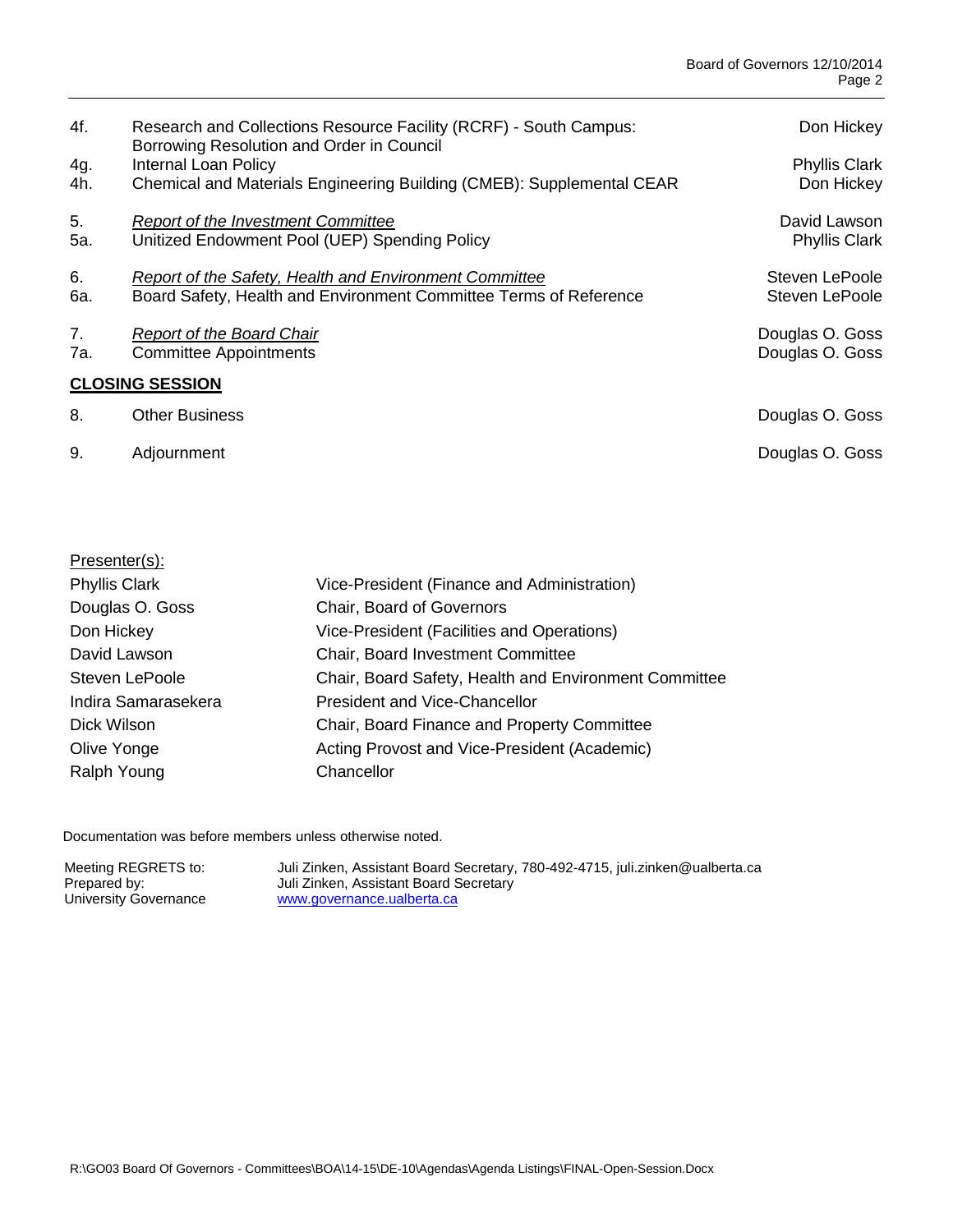| | | |
|---|---|---|
| 4f. | Research and Collections Resource Facility (RCRF) - South Campus: Borrowing Resolution and Order in Council | Don Hickey |
| 4g. | Internal Loan Policy | Phyllis Clark |
| 4h. | Chemical and Materials Engineering Building (CMEB): Supplemental CEAR | Don Hickey |
| 5. | *Report of the Investment Committee* | David Lawson |
| 5a. | Unitized Endowment Pool (UEP) Spending Policy | Phyllis Clark |
| 6. | *Report of the Safety, Health and Environment Committee* | Steven LePoole |
| 6a. | Board Safety, Health and Environment Committee Terms of Reference | Steven LePoole |
| 7. | *Report of the Board Chair* | Douglas O. Goss |
| 7a. | Committee Appointments | Douglas O. Goss |

**CLOSING SESSION**

| | | |
|---|---|---|
| 8. | Other Business | Douglas O. Goss |
| 9. | Adjournment | Douglas O. Goss |

Presenter(s):

| | |
|---|---|
| Phyllis Clark | Vice-President (Finance and Administration) |
| Douglas O. Goss | Chair, Board of Governors |
| Don Hickey | Vice-President (Facilities and Operations) |
| David Lawson | Chair, Board Investment Committee |
| Steven LePoole | Chair, Board Safety, Health and Environment Committee |
| Indira Samarasekera | President and Vice-Chancellor |
| Dick Wilson | Chair, Board Finance and Property Committee |
| Olive Yonge | Acting Provost and Vice-President (Academic) |
| Ralph Young | Chancellor |

Documentation was before members unless otherwise noted.

| | |
|---|---|
| Meeting REGRETS to: | Juli Zinken, Assistant Board Secretary, 780-492-4715, juli.zinken@ualberta.ca |
| Prepared by: | Juli Zinken, Assistant Board Secretary |
| University Governance | www.governance.ualberta.ca |

R:\GO03 Board Of Governors - Committees\BOA\14-15\DE-10\Agendas\Agenda Listings\FINAL-Open-Session.Docx